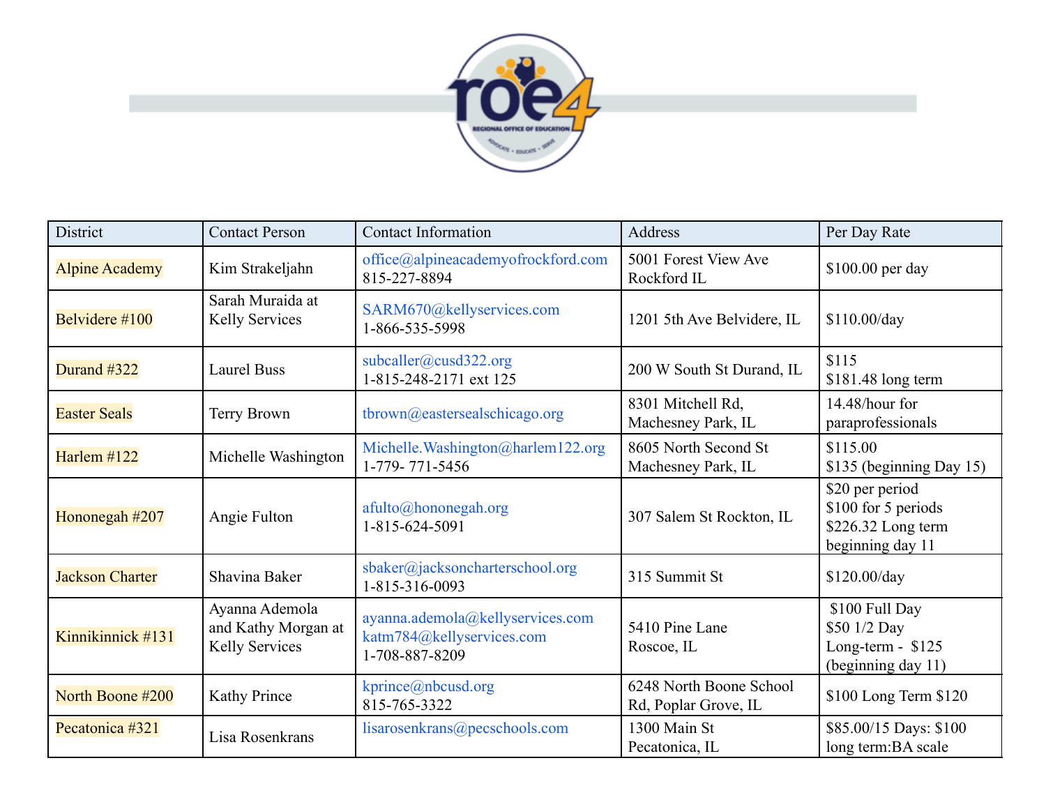| District | Contact Person | Contact Information | Address | Per Day Rate |
|---|---|---|---|---|
| Alpine Academy | Kim Strakeljahn | office@alpineacademyofrockford.com 815-227-8894 | 5001 Forest View Ave Rockford IL | $100.00 per day |
| Belvidere #100 | Sarah Muraida at Kelly Services | SARM670@kellyservices.com 1-866-535-5998 | 1201 5th Ave Belvidere, IL | $110.00/day |
| Durand #322 | Laurel Buss | subcaller@cusd322.org 1-815-248-2171 ext 125 | 200 W South St Durand, IL | $115 $181.48 long term |
| Easter Seals | Terry Brown | tbrown@eastersealschicago.org | 8301 Mitchell Rd, Machesney Park, IL | 14.48/hour for paraprofessionals |
| Harlem #122 | Michelle Washington | Michelle.Washington@harlem122.org 1-779- 771-5456 | 8605 North Second St Machesney Park, IL | $115.00 $135 (beginning Day 15) |
| Hononegah #207 | Angie Fulton | afulto@hononegah.org 1-815-624-5091 | 307 Salem St Rockton, IL | $20 per period $100 for 5 periods $226.32 Long term beginning day 11 |
| Jackson Charter | Shavina Baker | sbaker@jacksoncharterschool.org 1-815-316-0093 | 315 Summit St | $120.00/day |
| Kinnikinnick #131 | Ayanna Ademola and Kathy Morgan at Kelly Services | ayanna.ademola@kellyservices.com katm784@kellyservices.com 1-708-887-8209 | 5410 Pine Lane Roscoe, IL | $100 Full Day $50 1/2 Day Long-term - $125 (beginning day 11) |
| North Boone #200 | Kathy Prince | kprince@nbcusd.org 815-765-3322 | 6248 North Boone School Rd, Poplar Grove, IL | $100 Long Term $120 |
| Pecatonica #321 | Lisa Rosenkrans | lisarosenkrans@pecschools.com | 1300 Main St Pecatonica, IL | $85.00/15 Days: $100 long term:BA scale |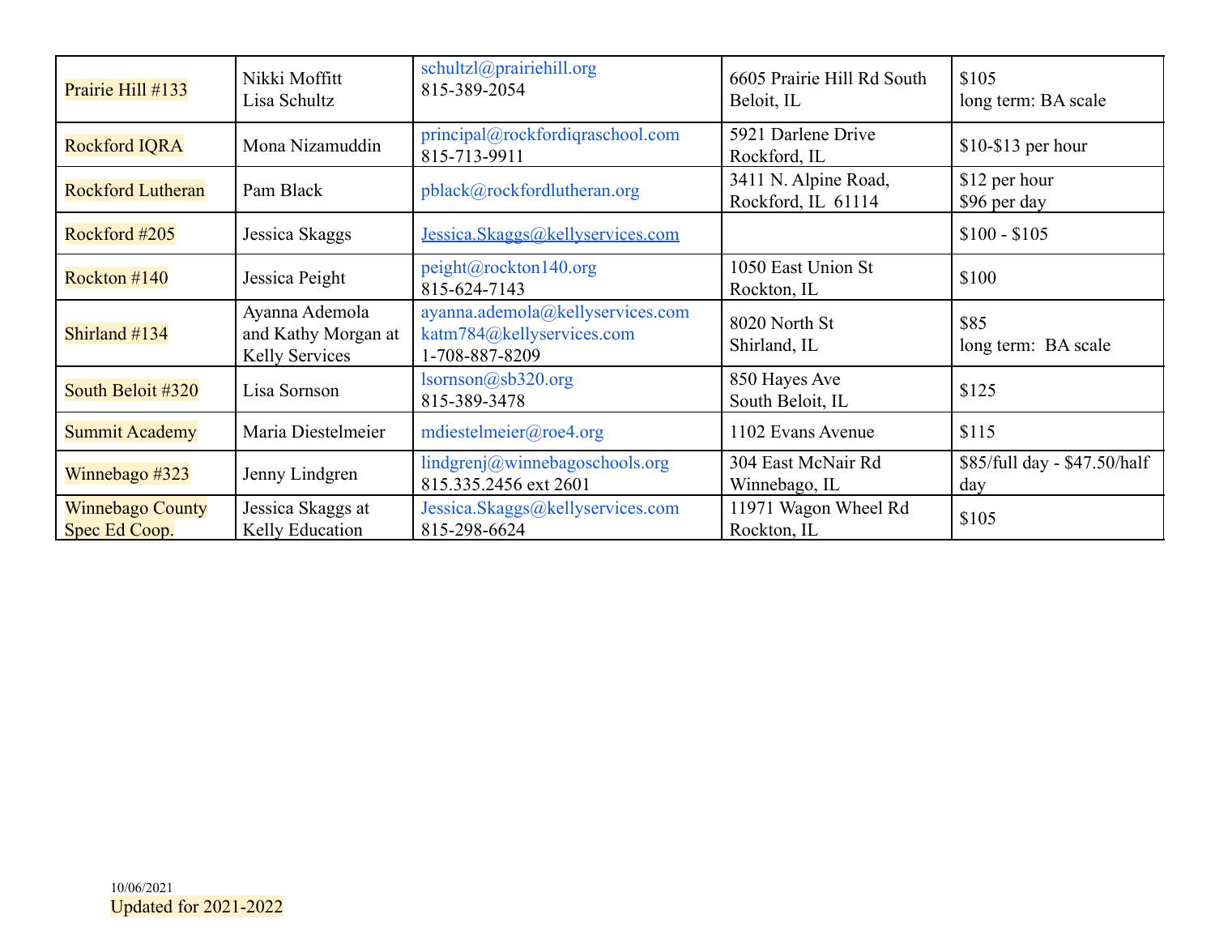| | | | | |
|---|---|---|---|---|
| Prairie Hill #133 | Nikki Moffitt<br>Lisa Schultz | schultzl@prairiehill.org<br>815-389-2054 | 6605 Prairie Hill Rd South Beloit, IL | $105<br>long term: BA scale |
| Rockford IQRA | Mona Nizamuddin | principal@rockfordiqraschool.com<br>815-713-9911 | 5921 Darlene Drive<br>Rockford, IL | $10-$13 per hour |
| Rockford Lutheran | Pam Black | pblack@rockfordlutheran.org | 3411 N. Alpine Road,<br>Rockford, IL 61114 | $12 per hour<br>$96 per day |
| Rockford #205 | Jessica Skaggs | Jessica.Skaggs@kellyservices.com | | $100 - $105 |
| Rockton #140 | Jessica Peight | peight@rockton140.org<br>815-624-7143 | 1050 East Union St<br>Rockton, IL | $100 |
| Shirland #134 | Ayanna Ademola and Kathy Morgan at Kelly Services | ayanna.ademola@kellyservices.com<br>katm784@kellyservices.com<br>1-708-887-8209 | 8020 North St<br>Shirland, IL | $85<br>long term: BA scale |
| South Beloit #320 | Lisa Sornson | lsornson@sb320.org<br>815-389-3478 | 850 Hayes Ave<br>South Beloit, IL | $125 |
| Summit Academy | Maria Diestelmeier | mdiestelmeier@roe4.org | 1102 Evans Avenue | $115 |
| Winnebago #323 | Jenny Lindgren | lindgrenj@winnebagoschools.org<br>815.335.2456 ext 2601 | 304 East McNair Rd<br>Winnebago, IL | $85/full day - $47.50/half day |
| Winnebago County Spec Ed Coop. | Jessica Skaggs at Kelly Education | Jessica.Skaggs@kellyservices.com<br>815-298-6624 | 11971 Wagon Wheel Rd<br>Rockton, IL | $105 |

10/06/2021
Updated for 2021-2022